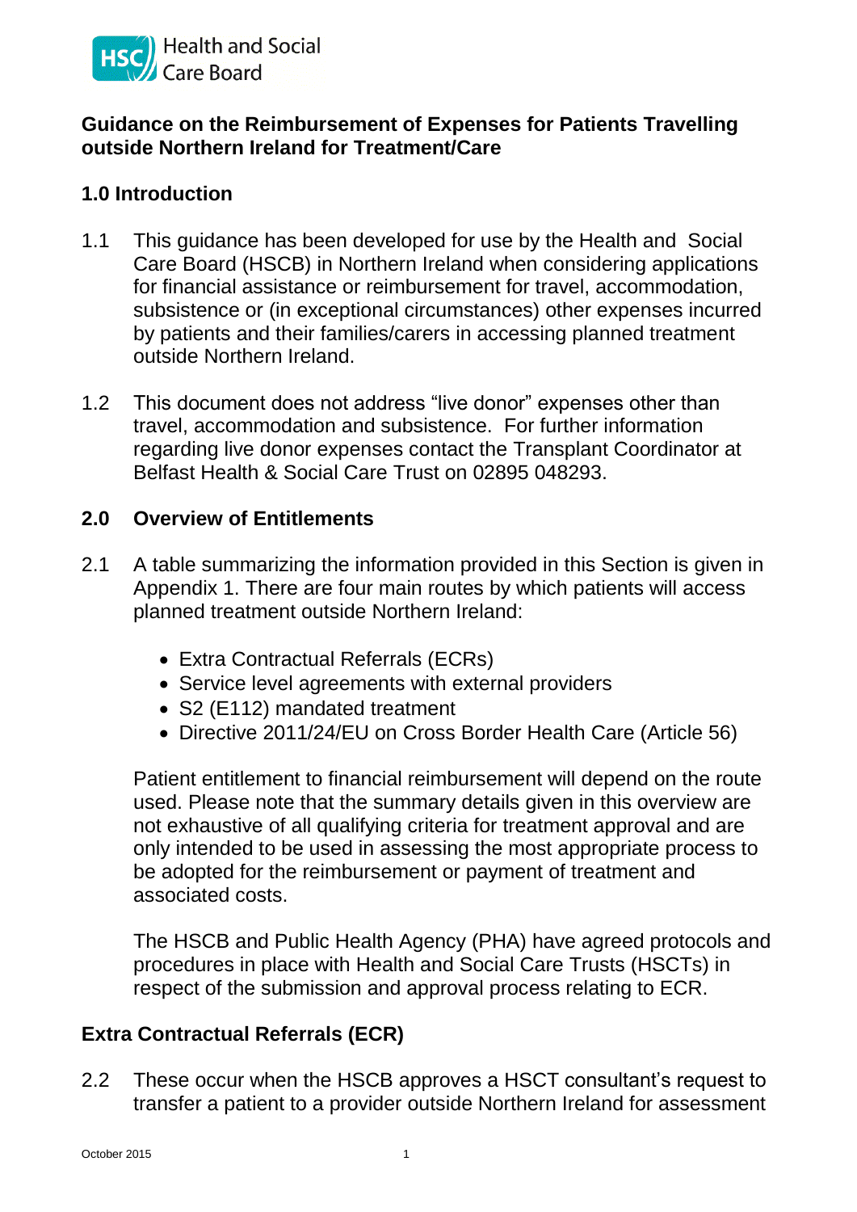Health and Social Care Board

## Guidance on the Reimbursement of Expenses for Patients Travelling outside Northern Ireland for Treatment/Care

### 1.0 Introduction

1.1 This guidance has been developed for use by the Health and Social Care Board (HSCB) in Northern Ireland when considering applications for financial assistance or reimbursement for travel, accommodation, subsistence or (in exceptional circumstances) other expenses incurred by patients and their families/carers in accessing planned treatment outside Northern Ireland.

1.2 This document does not address "live donor" expenses other than travel, accommodation and subsistence. For further information regarding live donor expenses contact the Transplant Coordinator at Belfast Health & Social Care Trust on 02895 048293.

### 2.0 Overview of Entitlements

2.1 A table summarizing the information provided in this Section is given in Appendix 1. There are four main routes by which patients will access planned treatment outside Northern Ireland:

- Extra Contractual Referrals (ECRs)
- Service level agreements with external providers
- S2 (E112) mandated treatment
- Directive 2011/24/EU on Cross Border Health Care (Article 56)

Patient entitlement to financial reimbursement will depend on the route used. Please note that the summary details given in this overview are not exhaustive of all qualifying criteria for treatment approval and are only intended to be used in assessing the most appropriate process to be adopted for the reimbursement or payment of treatment and associated costs.

The HSCB and Public Health Agency (PHA) have agreed protocols and procedures in place with Health and Social Care Trusts (HSCTs) in respect of the submission and approval process relating to ECR.

### Extra Contractual Referrals (ECR)

2.2 These occur when the HSCB approves a HSCT consultant's request to transfer a patient to a provider outside Northern Ireland for assessment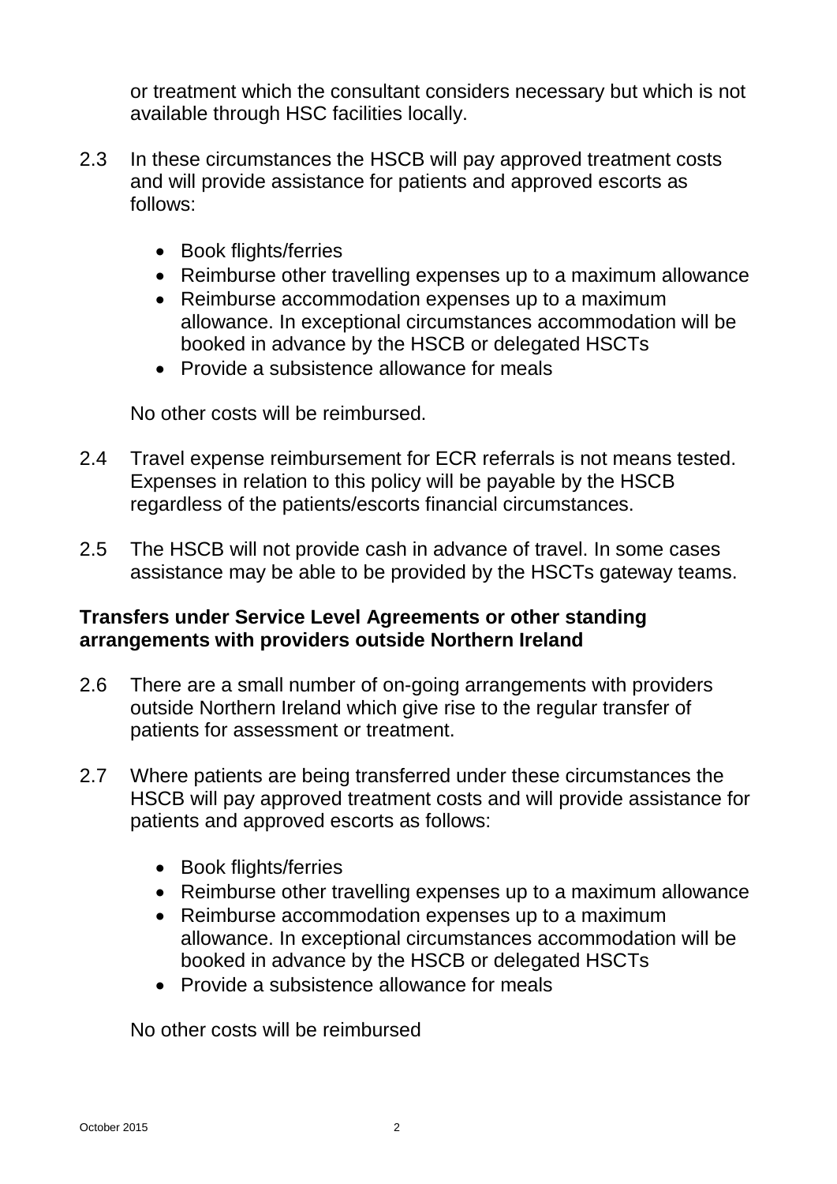or treatment which the consultant considers necessary but which is not available through HSC facilities locally.

2.3 In these circumstances the HSCB will pay approved treatment costs and will provide assistance for patients and approved escorts as follows:

- Book flights/ferries
- Reimburse other travelling expenses up to a maximum allowance
- Reimburse accommodation expenses up to a maximum allowance. In exceptional circumstances accommodation will be booked in advance by the HSCB or delegated HSCTs
- Provide a subsistence allowance for meals

No other costs will be reimbursed.

2.4 Travel expense reimbursement for ECR referrals is not means tested. Expenses in relation to this policy will be payable by the HSCB regardless of the patients/escorts financial circumstances.

2.5 The HSCB will not provide cash in advance of travel. In some cases assistance may be able to be provided by the HSCTs gateway teams.

**Transfers under Service Level Agreements or other standing arrangements with providers outside Northern Ireland**

2.6 There are a small number of on-going arrangements with providers outside Northern Ireland which give rise to the regular transfer of patients for assessment or treatment.

2.7 Where patients are being transferred under these circumstances the HSCB will pay approved treatment costs and will provide assistance for patients and approved escorts as follows:

- Book flights/ferries
- Reimburse other travelling expenses up to a maximum allowance
- Reimburse accommodation expenses up to a maximum allowance. In exceptional circumstances accommodation will be booked in advance by the HSCB or delegated HSCTs
- Provide a subsistence allowance for meals

No other costs will be reimbursed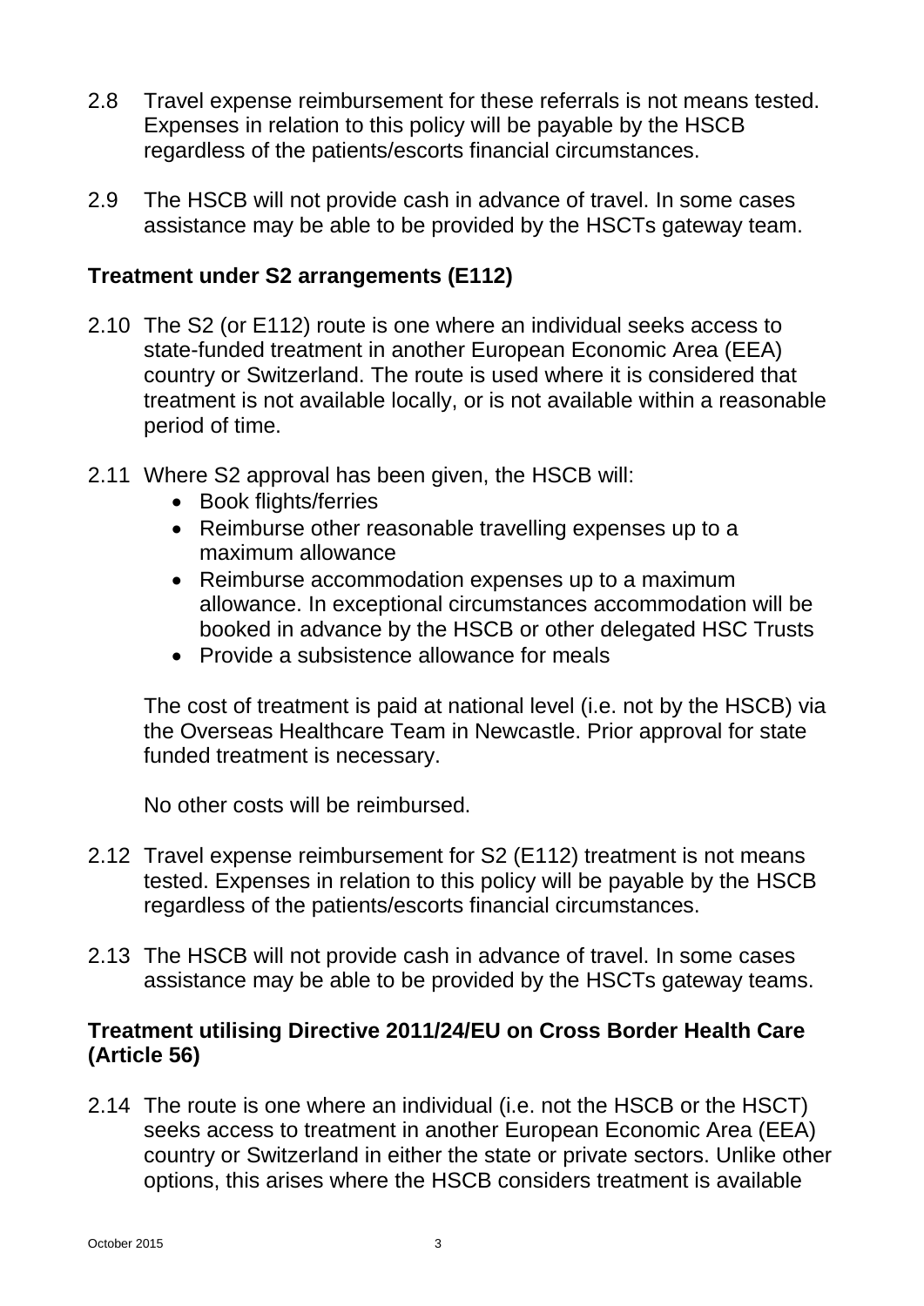2.8 Travel expense reimbursement for these referrals is not means tested. Expenses in relation to this policy will be payable by the HSCB regardless of the patients/escorts financial circumstances.

2.9 The HSCB will not provide cash in advance of travel. In some cases assistance may be able to be provided by the HSCTs gateway team.

### Treatment under S2 arrangements (E112)

2.10 The S2 (or E112) route is one where an individual seeks access to state-funded treatment in another European Economic Area (EEA) country or Switzerland. The route is used where it is considered that treatment is not available locally, or is not available within a reasonable period of time.

2.11 Where S2 approval has been given, the HSCB will:

- Book flights/ferries
- Reimburse other reasonable travelling expenses up to a maximum allowance
- Reimburse accommodation expenses up to a maximum allowance. In exceptional circumstances accommodation will be booked in advance by the HSCB or other delegated HSC Trusts
- Provide a subsistence allowance for meals

The cost of treatment is paid at national level (i.e. not by the HSCB) via the Overseas Healthcare Team in Newcastle. Prior approval for state funded treatment is necessary.

No other costs will be reimbursed.

2.12 Travel expense reimbursement for S2 (E112) treatment is not means tested. Expenses in relation to this policy will be payable by the HSCB regardless of the patients/escorts financial circumstances.

2.13 The HSCB will not provide cash in advance of travel. In some cases assistance may be able to be provided by the HSCTs gateway teams.

### Treatment utilising Directive 2011/24/EU on Cross Border Health Care (Article 56)

2.14 The route is one where an individual (i.e. not the HSCB or the HSCT) seeks access to treatment in another European Economic Area (EEA) country or Switzerland in either the state or private sectors. Unlike other options, this arises where the HSCB considers treatment is available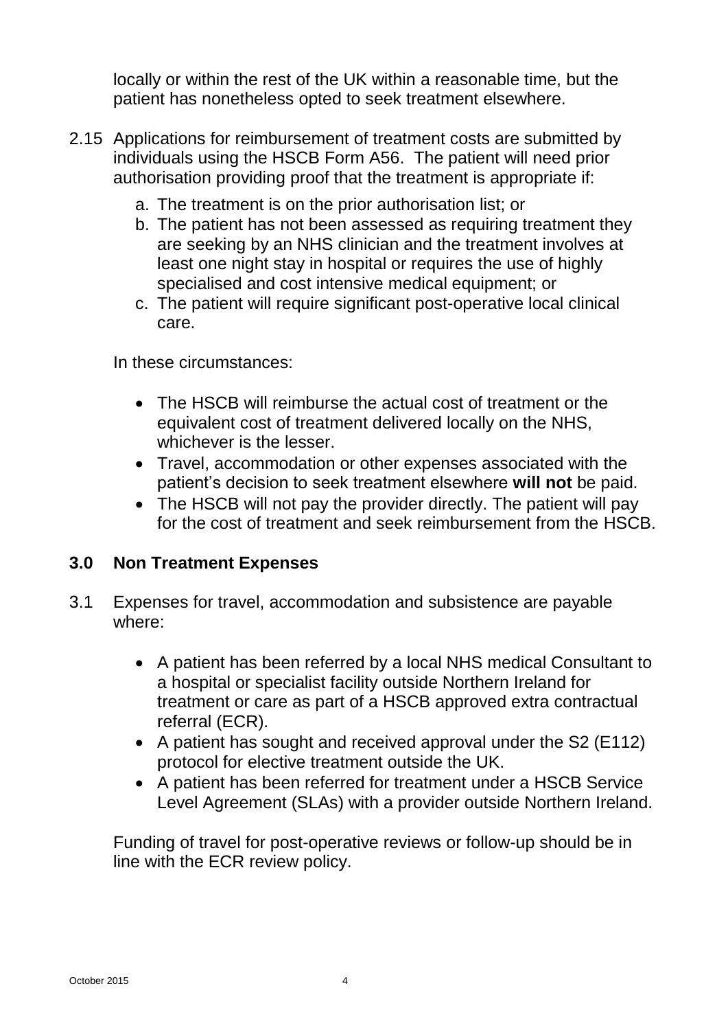locally or within the rest of the UK within a reasonable time, but the patient has nonetheless opted to seek treatment elsewhere.

2.15 Applications for reimbursement of treatment costs are submitted by individuals using the HSCB Form A56. The patient will need prior authorisation providing proof that the treatment is appropriate if:

a. The treatment is on the prior authorisation list; or
b. The patient has not been assessed as requiring treatment they are seeking by an NHS clinician and the treatment involves at least one night stay in hospital or requires the use of highly specialised and cost intensive medical equipment; or
c. The patient will require significant post-operative local clinical care.

In these circumstances:

- The HSCB will reimburse the actual cost of treatment or the equivalent cost of treatment delivered locally on the NHS, whichever is the lesser.
- Travel, accommodation or other expenses associated with the patient's decision to seek treatment elsewhere **will not** be paid.
- The HSCB will not pay the provider directly. The patient will pay for the cost of treatment and seek reimbursement from the HSCB.

## 3.0 Non Treatment Expenses

3.1 Expenses for travel, accommodation and subsistence are payable where:

- A patient has been referred by a local NHS medical Consultant to a hospital or specialist facility outside Northern Ireland for treatment or care as part of a HSCB approved extra contractual referral (ECR).
- A patient has sought and received approval under the S2 (E112) protocol for elective treatment outside the UK.
- A patient has been referred for treatment under a HSCB Service Level Agreement (SLAs) with a provider outside Northern Ireland.

Funding of travel for post-operative reviews or follow-up should be in line with the ECR review policy.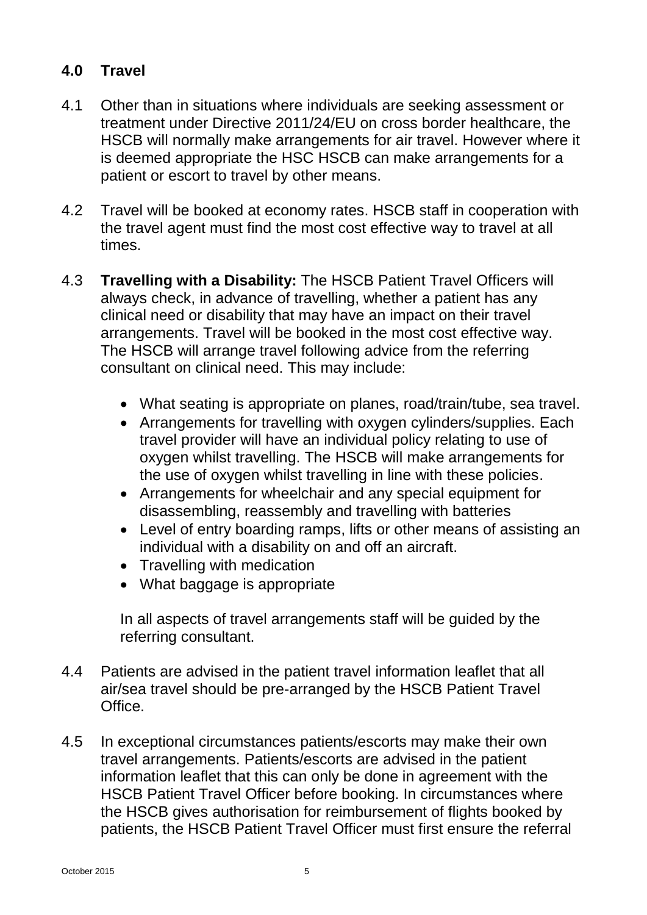## 4.0 Travel

4.1 Other than in situations where individuals are seeking assessment or treatment under Directive 2011/24/EU on cross border healthcare, the HSCB will normally make arrangements for air travel. However where it is deemed appropriate the HSC HSCB can make arrangements for a patient or escort to travel by other means.

4.2 Travel will be booked at economy rates. HSCB staff in cooperation with the travel agent must find the most cost effective way to travel at all times.

4.3 **Travelling with a Disability:** The HSCB Patient Travel Officers will always check, in advance of travelling, whether a patient has any clinical need or disability that may have an impact on their travel arrangements. Travel will be booked in the most cost effective way. The HSCB will arrange travel following advice from the referring consultant on clinical need. This may include:

- What seating is appropriate on planes, road/train/tube, sea travel.
- Arrangements for travelling with oxygen cylinders/supplies. Each travel provider will have an individual policy relating to use of oxygen whilst travelling. The HSCB will make arrangements for the use of oxygen whilst travelling in line with these policies.
- Arrangements for wheelchair and any special equipment for disassembling, reassembly and travelling with batteries
- Level of entry boarding ramps, lifts or other means of assisting an individual with a disability on and off an aircraft.
- Travelling with medication
- What baggage is appropriate

In all aspects of travel arrangements staff will be guided by the referring consultant.

4.4 Patients are advised in the patient travel information leaflet that all air/sea travel should be pre-arranged by the HSCB Patient Travel Office.

4.5 In exceptional circumstances patients/escorts may make their own travel arrangements. Patients/escorts are advised in the patient information leaflet that this can only be done in agreement with the HSCB Patient Travel Officer before booking. In circumstances where the HSCB gives authorisation for reimbursement of flights booked by patients, the HSCB Patient Travel Officer must first ensure the referral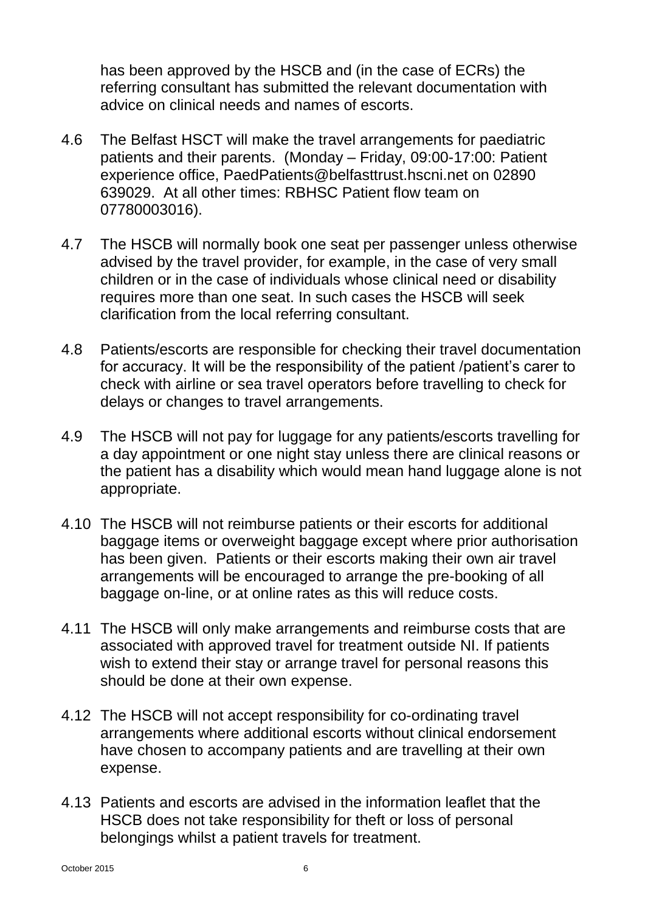has been approved by the HSCB and (in the case of ECRs) the referring consultant has submitted the relevant documentation with advice on clinical needs and names of escorts.

4.6 The Belfast HSCT will make the travel arrangements for paediatric patients and their parents. (Monday – Friday, 09:00-17:00: Patient experience office, PaedPatients@belfasttrust.hscni.net on 02890 639029. At all other times: RBHSC Patient flow team on 07780003016).

4.7 The HSCB will normally book one seat per passenger unless otherwise advised by the travel provider, for example, in the case of very small children or in the case of individuals whose clinical need or disability requires more than one seat. In such cases the HSCB will seek clarification from the local referring consultant.

4.8 Patients/escorts are responsible for checking their travel documentation for accuracy. It will be the responsibility of the patient /patient's carer to check with airline or sea travel operators before travelling to check for delays or changes to travel arrangements.

4.9 The HSCB will not pay for luggage for any patients/escorts travelling for a day appointment or one night stay unless there are clinical reasons or the patient has a disability which would mean hand luggage alone is not appropriate.

4.10 The HSCB will not reimburse patients or their escorts for additional baggage items or overweight baggage except where prior authorisation has been given. Patients or their escorts making their own air travel arrangements will be encouraged to arrange the pre-booking of all baggage on-line, or at online rates as this will reduce costs.

4.11 The HSCB will only make arrangements and reimburse costs that are associated with approved travel for treatment outside NI. If patients wish to extend their stay or arrange travel for personal reasons this should be done at their own expense.

4.12 The HSCB will not accept responsibility for co-ordinating travel arrangements where additional escorts without clinical endorsement have chosen to accompany patients and are travelling at their own expense.

4.13 Patients and escorts are advised in the information leaflet that the HSCB does not take responsibility for theft or loss of personal belongings whilst a patient travels for treatment.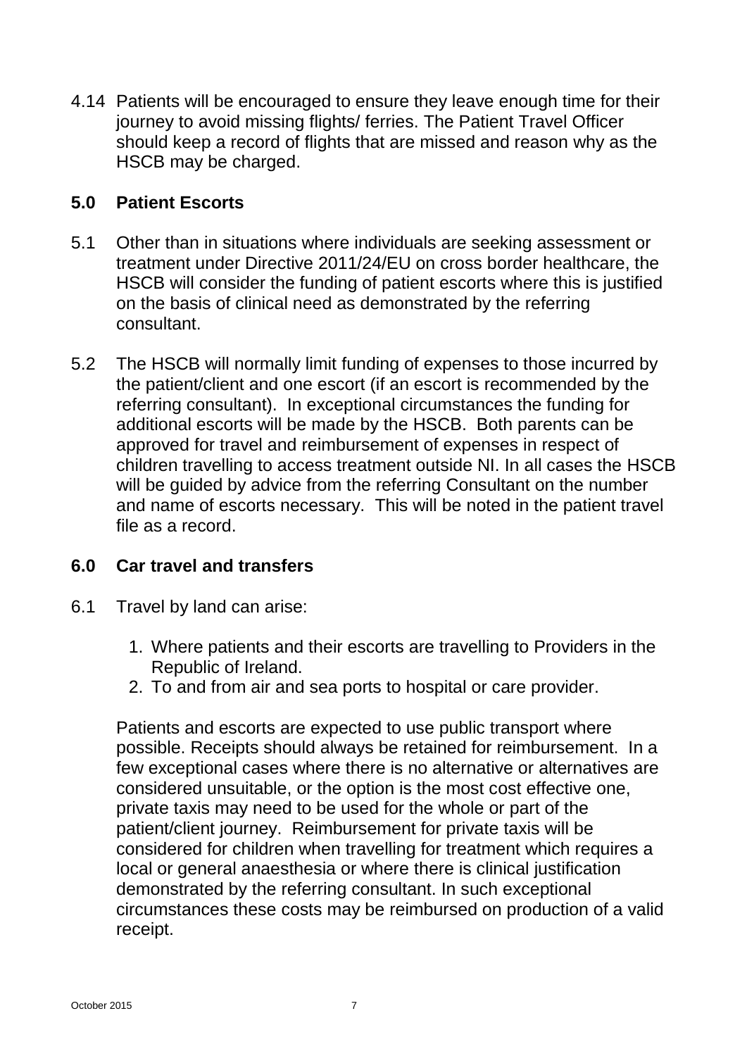4.14 Patients will be encouraged to ensure they leave enough time for their journey to avoid missing flights/ ferries. The Patient Travel Officer should keep a record of flights that are missed and reason why as the HSCB may be charged.

## 5.0 Patient Escorts

5.1 Other than in situations where individuals are seeking assessment or treatment under Directive 2011/24/EU on cross border healthcare, the HSCB will consider the funding of patient escorts where this is justified on the basis of clinical need as demonstrated by the referring consultant.

5.2 The HSCB will normally limit funding of expenses to those incurred by the patient/client and one escort (if an escort is recommended by the referring consultant). In exceptional circumstances the funding for additional escorts will be made by the HSCB. Both parents can be approved for travel and reimbursement of expenses in respect of children travelling to access treatment outside NI. In all cases the HSCB will be guided by advice from the referring Consultant on the number and name of escorts necessary. This will be noted in the patient travel file as a record.

## 6.0 Car travel and transfers

6.1 Travel by land can arise:

1. Where patients and their escorts are travelling to Providers in the Republic of Ireland.
2. To and from air and sea ports to hospital or care provider.

Patients and escorts are expected to use public transport where possible. Receipts should always be retained for reimbursement. In a few exceptional cases where there is no alternative or alternatives are considered unsuitable, or the option is the most cost effective one, private taxis may need to be used for the whole or part of the patient/client journey. Reimbursement for private taxis will be considered for children when travelling for treatment which requires a local or general anaesthesia or where there is clinical justification demonstrated by the referring consultant. In such exceptional circumstances these costs may be reimbursed on production of a valid receipt.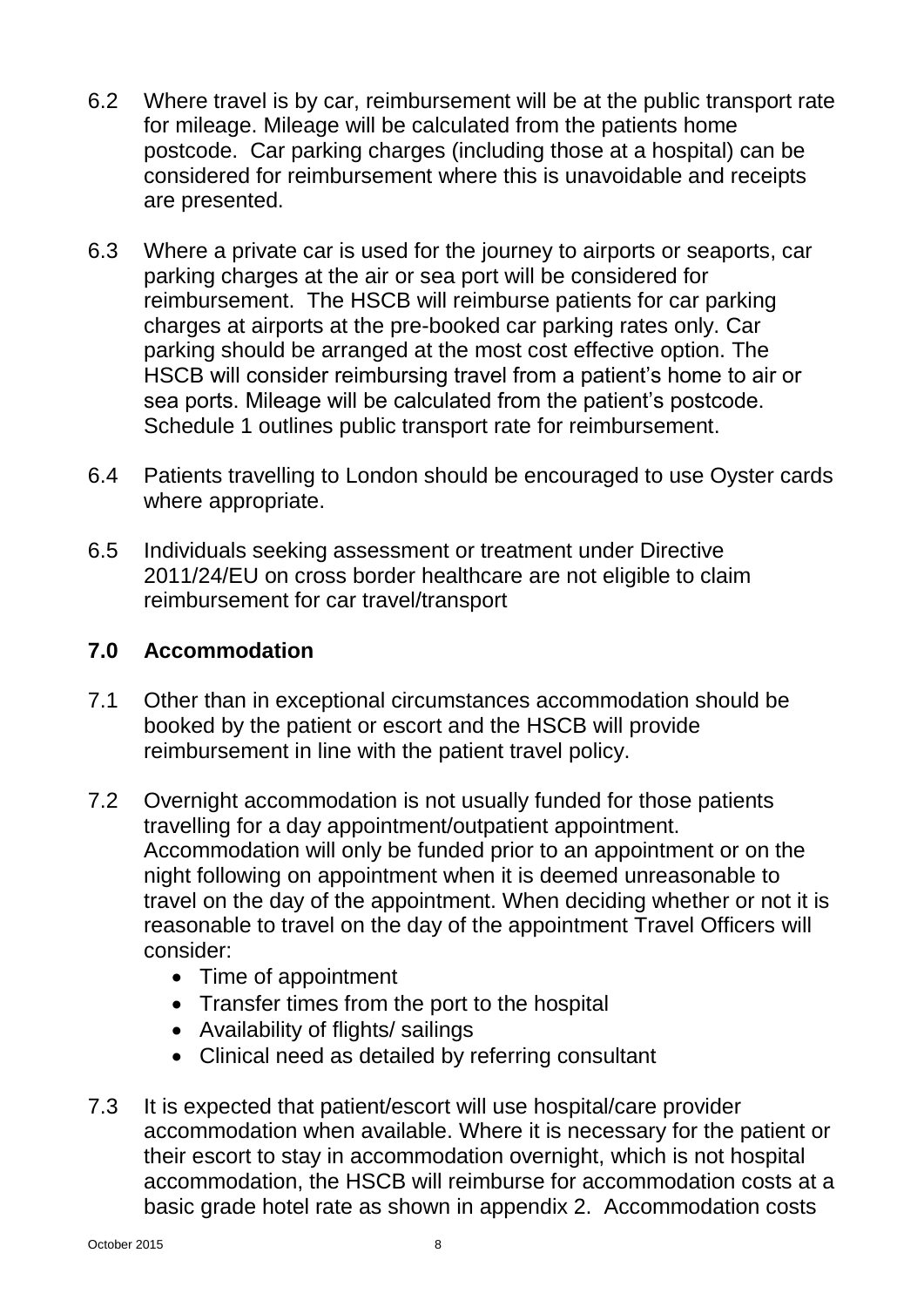6.2 Where travel is by car, reimbursement will be at the public transport rate for mileage. Mileage will be calculated from the patients home postcode. Car parking charges (including those at a hospital) can be considered for reimbursement where this is unavoidable and receipts are presented.

6.3 Where a private car is used for the journey to airports or seaports, car parking charges at the air or sea port will be considered for reimbursement. The HSCB will reimburse patients for car parking charges at airports at the pre-booked car parking rates only. Car parking should be arranged at the most cost effective option. The HSCB will consider reimbursing travel from a patient's home to air or sea ports. Mileage will be calculated from the patient's postcode. Schedule 1 outlines public transport rate for reimbursement.

6.4 Patients travelling to London should be encouraged to use Oyster cards where appropriate.

6.5 Individuals seeking assessment or treatment under Directive 2011/24/EU on cross border healthcare are not eligible to claim reimbursement for car travel/transport

## 7.0 Accommodation

7.1 Other than in exceptional circumstances accommodation should be booked by the patient or escort and the HSCB will provide reimbursement in line with the patient travel policy.

7.2 Overnight accommodation is not usually funded for those patients travelling for a day appointment/outpatient appointment. Accommodation will only be funded prior to an appointment or on the night following on appointment when it is deemed unreasonable to travel on the day of the appointment. When deciding whether or not it is reasonable to travel on the day of the appointment Travel Officers will consider:

- Time of appointment
- Transfer times from the port to the hospital
- Availability of flights/ sailings
- Clinical need as detailed by referring consultant

7.3 It is expected that patient/escort will use hospital/care provider accommodation when available. Where it is necessary for the patient or their escort to stay in accommodation overnight, which is not hospital accommodation, the HSCB will reimburse for accommodation costs at a basic grade hotel rate as shown in appendix 2. Accommodation costs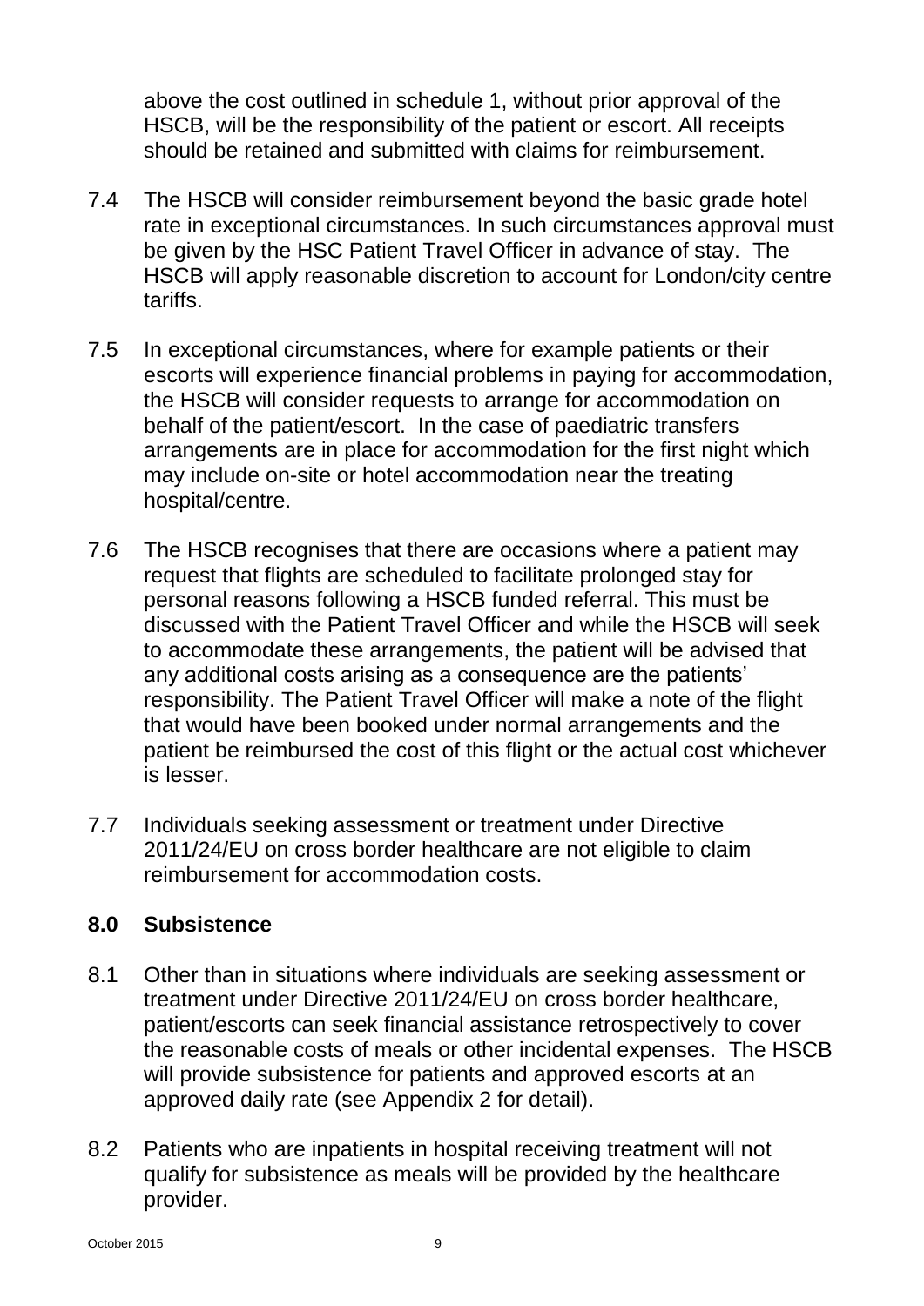above the cost outlined in schedule 1, without prior approval of the HSCB, will be the responsibility of the patient or escort. All receipts should be retained and submitted with claims for reimbursement.

7.4 The HSCB will consider reimbursement beyond the basic grade hotel rate in exceptional circumstances. In such circumstances approval must be given by the HSC Patient Travel Officer in advance of stay. The HSCB will apply reasonable discretion to account for London/city centre tariffs.

7.5 In exceptional circumstances, where for example patients or their escorts will experience financial problems in paying for accommodation, the HSCB will consider requests to arrange for accommodation on behalf of the patient/escort. In the case of paediatric transfers arrangements are in place for accommodation for the first night which may include on-site or hotel accommodation near the treating hospital/centre.

7.6 The HSCB recognises that there are occasions where a patient may request that flights are scheduled to facilitate prolonged stay for personal reasons following a HSCB funded referral. This must be discussed with the Patient Travel Officer and while the HSCB will seek to accommodate these arrangements, the patient will be advised that any additional costs arising as a consequence are the patients' responsibility. The Patient Travel Officer will make a note of the flight that would have been booked under normal arrangements and the patient be reimbursed the cost of this flight or the actual cost whichever is lesser.

7.7 Individuals seeking assessment or treatment under Directive 2011/24/EU on cross border healthcare are not eligible to claim reimbursement for accommodation costs.

## 8.0 Subsistence

8.1 Other than in situations where individuals are seeking assessment or treatment under Directive 2011/24/EU on cross border healthcare, patient/escorts can seek financial assistance retrospectively to cover the reasonable costs of meals or other incidental expenses. The HSCB will provide subsistence for patients and approved escorts at an approved daily rate (see Appendix 2 for detail).

8.2 Patients who are inpatients in hospital receiving treatment will not qualify for subsistence as meals will be provided by the healthcare provider.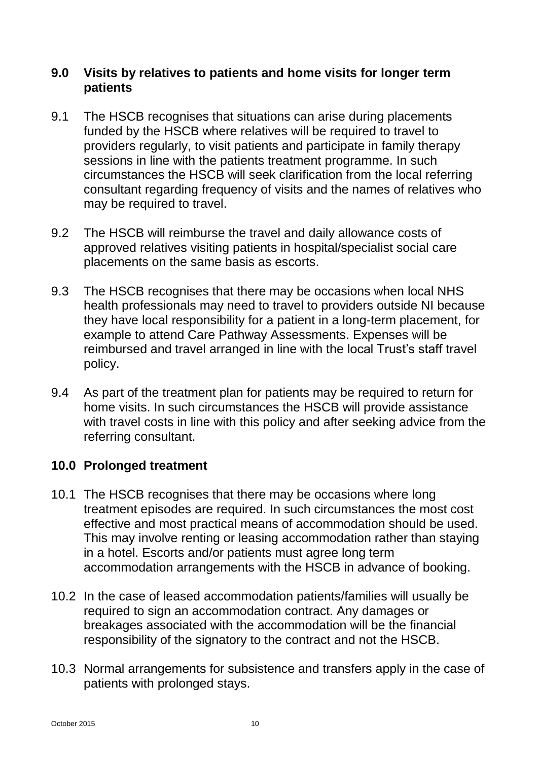## 9.0 Visits by relatives to patients and home visits for longer term patients

9.1 The HSCB recognises that situations can arise during placements funded by the HSCB where relatives will be required to travel to providers regularly, to visit patients and participate in family therapy sessions in line with the patients treatment programme. In such circumstances the HSCB will seek clarification from the local referring consultant regarding frequency of visits and the names of relatives who may be required to travel.

9.2 The HSCB will reimburse the travel and daily allowance costs of approved relatives visiting patients in hospital/specialist social care placements on the same basis as escorts.

9.3 The HSCB recognises that there may be occasions when local NHS health professionals may need to travel to providers outside NI because they have local responsibility for a patient in a long-term placement, for example to attend Care Pathway Assessments. Expenses will be reimbursed and travel arranged in line with the local Trust's staff travel policy.

9.4 As part of the treatment plan for patients may be required to return for home visits. In such circumstances the HSCB will provide assistance with travel costs in line with this policy and after seeking advice from the referring consultant.

## 10.0 Prolonged treatment

10.1 The HSCB recognises that there may be occasions where long treatment episodes are required. In such circumstances the most cost effective and most practical means of accommodation should be used. This may involve renting or leasing accommodation rather than staying in a hotel. Escorts and/or patients must agree long term accommodation arrangements with the HSCB in advance of booking.

10.2 In the case of leased accommodation patients/families will usually be required to sign an accommodation contract. Any damages or breakages associated with the accommodation will be the financial responsibility of the signatory to the contract and not the HSCB.

10.3 Normal arrangements for subsistence and transfers apply in the case of patients with prolonged stays.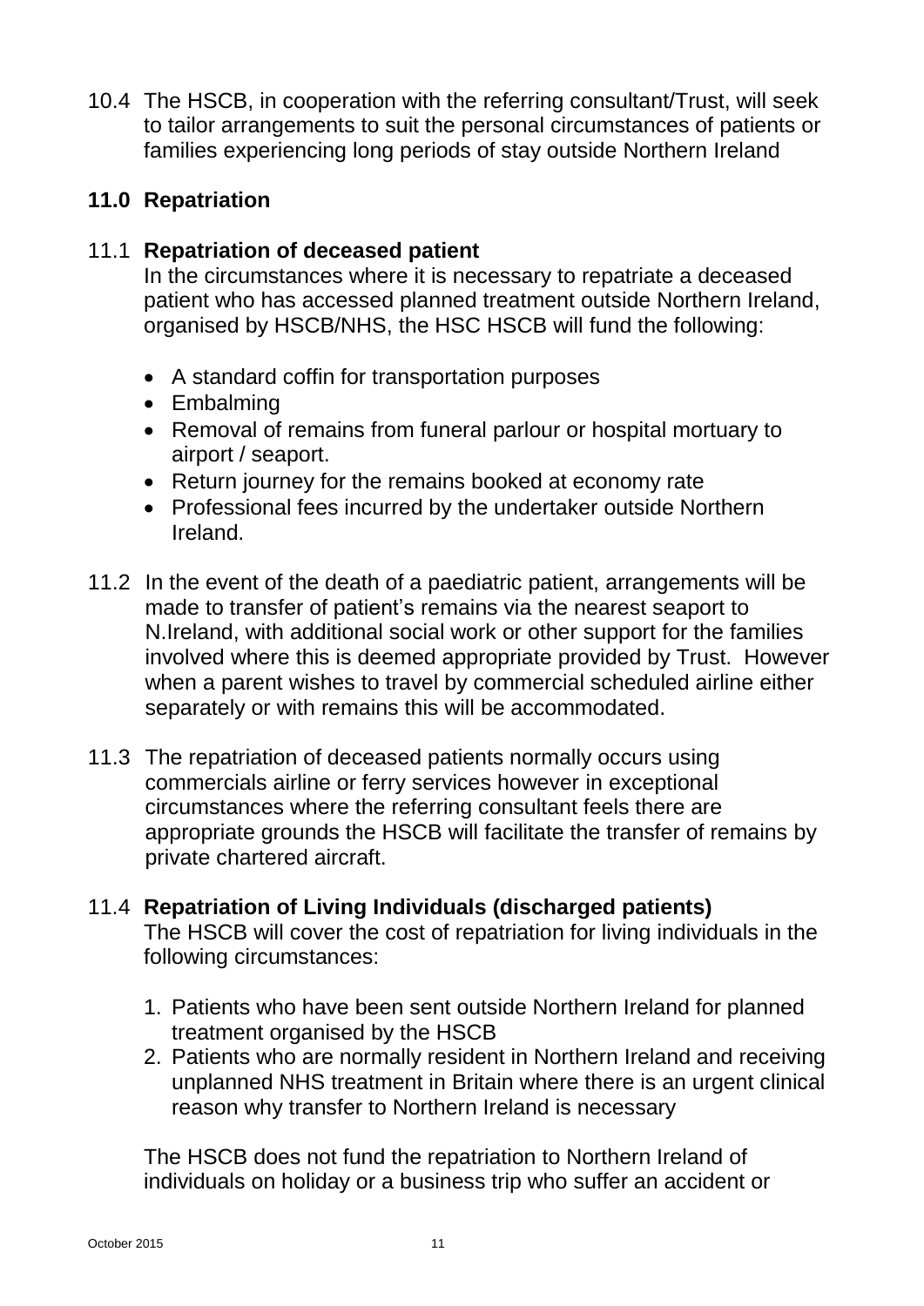10.4 The HSCB, in cooperation with the referring consultant/Trust, will seek to tailor arrangements to suit the personal circumstances of patients or families experiencing long periods of stay outside Northern Ireland

## 11.0 Repatriation

11.1 **Repatriation of deceased patient**
In the circumstances where it is necessary to repatriate a deceased patient who has accessed planned treatment outside Northern Ireland, organised by HSCB/NHS, the HSC HSCB will fund the following:

- A standard coffin for transportation purposes
- Embalming
- Removal of remains from funeral parlour or hospital mortuary to airport / seaport.
- Return journey for the remains booked at economy rate
- Professional fees incurred by the undertaker outside Northern Ireland.

11.2 In the event of the death of a paediatric patient, arrangements will be made to transfer of patient's remains via the nearest seaport to N.Ireland, with additional social work or other support for the families involved where this is deemed appropriate provided by Trust. However when a parent wishes to travel by commercial scheduled airline either separately or with remains this will be accommodated.

11.3 The repatriation of deceased patients normally occurs using commercials airline or ferry services however in exceptional circumstances where the referring consultant feels there are appropriate grounds the HSCB will facilitate the transfer of remains by private chartered aircraft.

11.4 **Repatriation of Living Individuals (discharged patients)**
The HSCB will cover the cost of repatriation for living individuals in the following circumstances:

1. Patients who have been sent outside Northern Ireland for planned treatment organised by the HSCB
2. Patients who are normally resident in Northern Ireland and receiving unplanned NHS treatment in Britain where there is an urgent clinical reason why transfer to Northern Ireland is necessary

The HSCB does not fund the repatriation to Northern Ireland of individuals on holiday or a business trip who suffer an accident or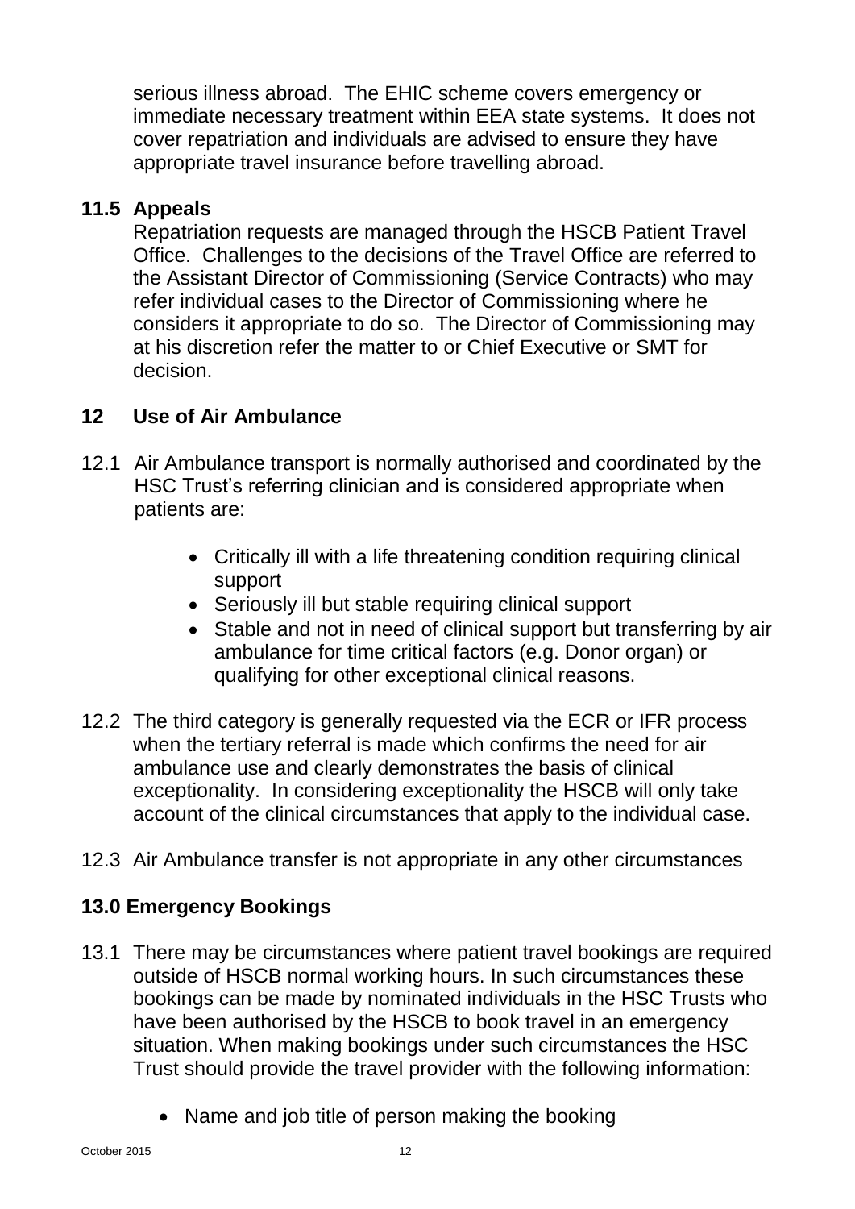serious illness abroad. The EHIC scheme covers emergency or immediate necessary treatment within EEA state systems. It does not cover repatriation and individuals are advised to ensure they have appropriate travel insurance before travelling abroad.

### 11.5 Appeals

Repatriation requests are managed through the HSCB Patient Travel Office. Challenges to the decisions of the Travel Office are referred to the Assistant Director of Commissioning (Service Contracts) who may refer individual cases to the Director of Commissioning where he considers it appropriate to do so. The Director of Commissioning may at his discretion refer the matter to or Chief Executive or SMT for decision.

## 12 Use of Air Ambulance

12.1 Air Ambulance transport is normally authorised and coordinated by the HSC Trust's referring clinician and is considered appropriate when patients are:

- Critically ill with a life threatening condition requiring clinical support
- Seriously ill but stable requiring clinical support
- Stable and not in need of clinical support but transferring by air ambulance for time critical factors (e.g. Donor organ) or qualifying for other exceptional clinical reasons.

12.2 The third category is generally requested via the ECR or IFR process when the tertiary referral is made which confirms the need for air ambulance use and clearly demonstrates the basis of clinical exceptionality. In considering exceptionality the HSCB will only take account of the clinical circumstances that apply to the individual case.

12.3 Air Ambulance transfer is not appropriate in any other circumstances

## 13.0 Emergency Bookings

13.1 There may be circumstances where patient travel bookings are required outside of HSCB normal working hours. In such circumstances these bookings can be made by nominated individuals in the HSC Trusts who have been authorised by the HSCB to book travel in an emergency situation. When making bookings under such circumstances the HSC Trust should provide the travel provider with the following information:

- Name and job title of person making the booking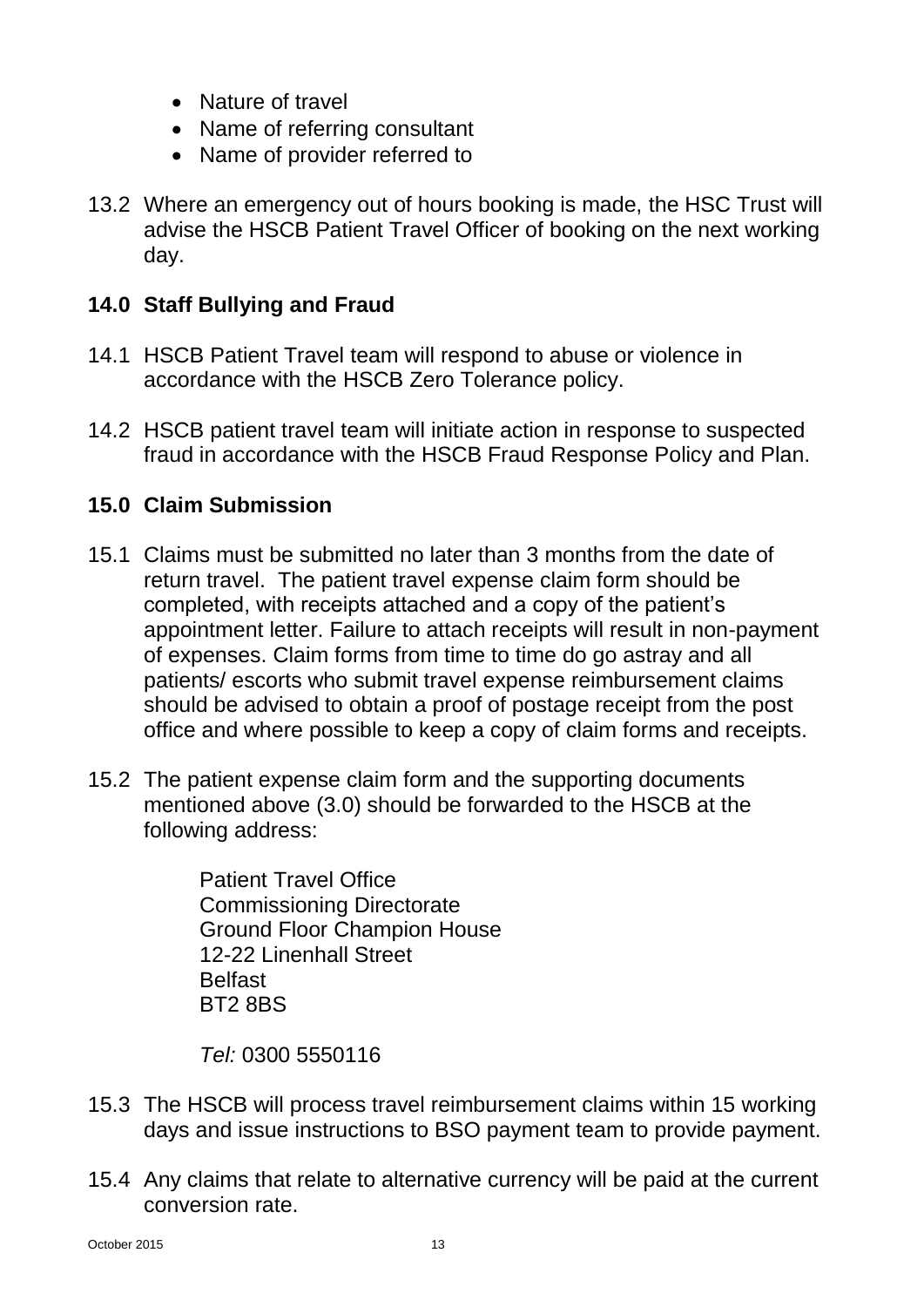- Nature of travel
- Name of referring consultant
- Name of provider referred to

13.2 Where an emergency out of hours booking is made, the HSC Trust will advise the HSCB Patient Travel Officer of booking on the next working day.

## 14.0 Staff Bullying and Fraud

14.1 HSCB Patient Travel team will respond to abuse or violence in accordance with the HSCB Zero Tolerance policy.

14.2 HSCB patient travel team will initiate action in response to suspected fraud in accordance with the HSCB Fraud Response Policy and Plan.

## 15.0 Claim Submission

15.1 Claims must be submitted no later than 3 months from the date of return travel. The patient travel expense claim form should be completed, with receipts attached and a copy of the patient's appointment letter. Failure to attach receipts will result in non-payment of expenses. Claim forms from time to time do go astray and all patients/ escorts who submit travel expense reimbursement claims should be advised to obtain a proof of postage receipt from the post office and where possible to keep a copy of claim forms and receipts.

15.2 The patient expense claim form and the supporting documents mentioned above (3.0) should be forwarded to the HSCB at the following address:

> Patient Travel Office
> Commissioning Directorate
> Ground Floor Champion House
> 12-22 Linenhall Street
> Belfast
> BT2 8BS
>
> *Tel:* 0300 5550116

15.3 The HSCB will process travel reimbursement claims within 15 working days and issue instructions to BSO payment team to provide payment.

15.4 Any claims that relate to alternative currency will be paid at the current conversion rate.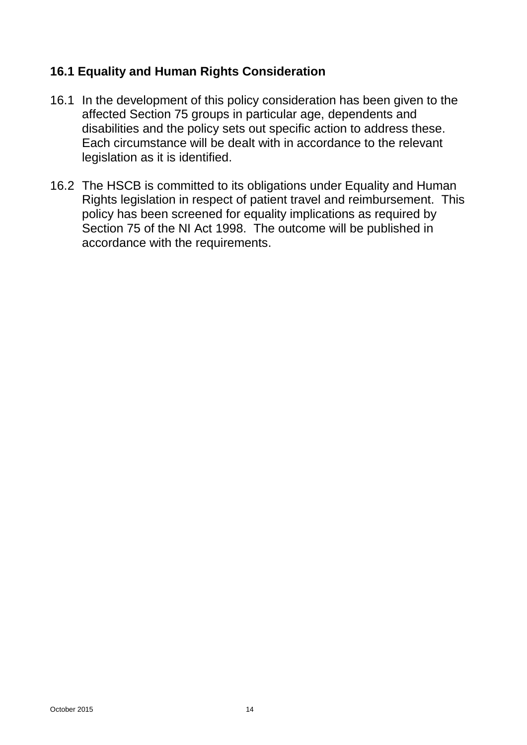## 16.1 Equality and Human Rights Consideration

16.1 In the development of this policy consideration has been given to the affected Section 75 groups in particular age, dependents and disabilities and the policy sets out specific action to address these. Each circumstance will be dealt with in accordance to the relevant legislation as it is identified.

16.2 The HSCB is committed to its obligations under Equality and Human Rights legislation in respect of patient travel and reimbursement. This policy has been screened for equality implications as required by Section 75 of the NI Act 1998. The outcome will be published in accordance with the requirements.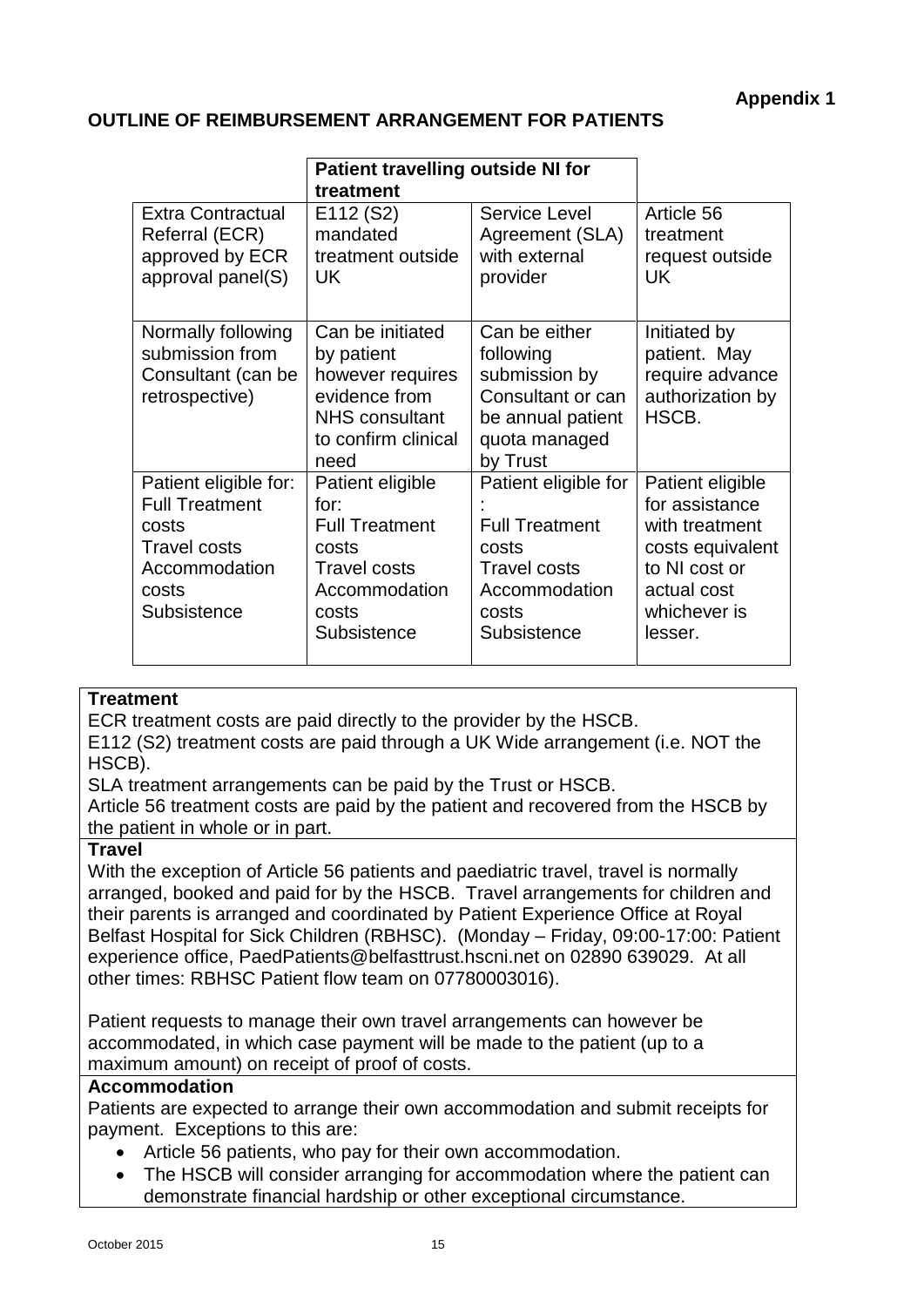**Appendix 1**

**OUTLINE OF REIMBURSEMENT ARRANGEMENT FOR PATIENTS**

| | **Patient travelling outside NI for treatment** | | |
|---|---|---|---|
| Extra Contractual Referral (ECR) approved by ECR approval panel(S) | E112 (S2) mandated treatment outside UK | Service Level Agreement (SLA) with external provider | Article 56 treatment request outside UK |
| Normally following submission from Consultant (can be retrospective) | Can be initiated by patient however requires evidence from NHS consultant to confirm clinical need | Can be either following submission by Consultant or can be annual patient quota managed by Trust | Initiated by patient. May require advance authorization by HSCB. |
| Patient eligible for: Full Treatment costs Travel costs Accommodation costs Subsistence | Patient eligible for: Full Treatment costs Travel costs Accommodation costs Subsistence | Patient eligible for : Full Treatment costs Travel costs Accommodation costs Subsistence | Patient eligible for assistance with treatment costs equivalent to NI cost or actual cost whichever is lesser. |

**Treatment**

ECR treatment costs are paid directly to the provider by the HSCB.
E112 (S2) treatment costs are paid through a UK Wide arrangement (i.e. NOT the HSCB).
SLA treatment arrangements can be paid by the Trust or HSCB.
Article 56 treatment costs are paid by the patient and recovered from the HSCB by the patient in whole or in part.

**Travel**

With the exception of Article 56 patients and paediatric travel, travel is normally arranged, booked and paid for by the HSCB. Travel arrangements for children and their parents is arranged and coordinated by Patient Experience Office at Royal Belfast Hospital for Sick Children (RBHSC). (Monday – Friday, 09:00-17:00: Patient experience office, PaedPatients@belfasttrust.hscni.net on 02890 639029. At all other times: RBHSC Patient flow team on 07780003016).

Patient requests to manage their own travel arrangements can however be accommodated, in which case payment will be made to the patient (up to a maximum amount) on receipt of proof of costs.

**Accommodation**

Patients are expected to arrange their own accommodation and submit receipts for payment. Exceptions to this are:

- Article 56 patients, who pay for their own accommodation.
- The HSCB will consider arranging for accommodation where the patient can demonstrate financial hardship or other exceptional circumstance.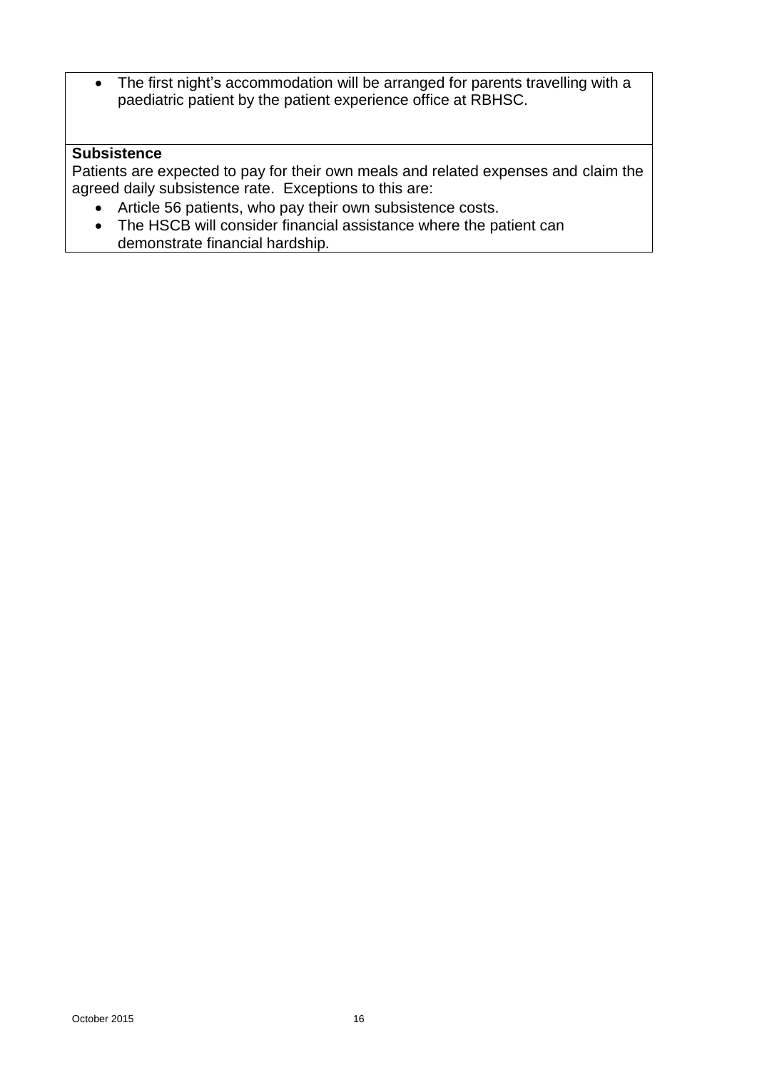- The first night's accommodation will be arranged for parents travelling with a paediatric patient by the patient experience office at RBHSC.

**Subsistence**

Patients are expected to pay for their own meals and related expenses and claim the agreed daily subsistence rate. Exceptions to this are:

- Article 56 patients, who pay their own subsistence costs.
- The HSCB will consider financial assistance where the patient can demonstrate financial hardship.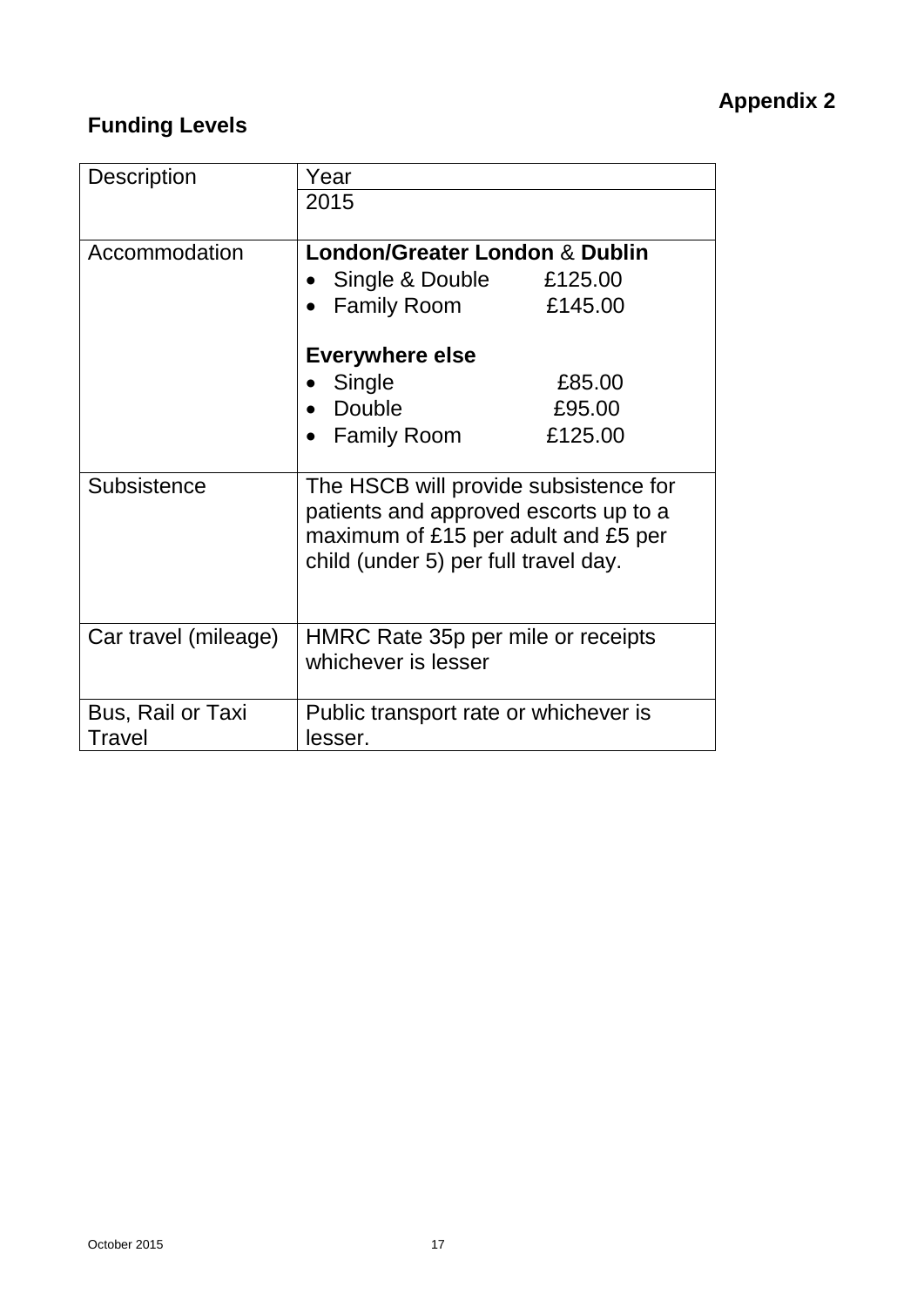**Appendix 2**

## Funding Levels

| Description | Year<br>2015 |
|---|---|
| Accommodation | **London/Greater London** & **Dublin**<br>• Single & Double £125.00<br>• Family Room £145.00<br><br>**Everywhere else**<br>• Single £85.00<br>• Double £95.00<br>• Family Room £125.00 |
| Subsistence | The HSCB will provide subsistence for patients and approved escorts up to a maximum of £15 per adult and £5 per child (under 5) per full travel day. |
| Car travel (mileage) | HMRC Rate 35p per mile or receipts whichever is lesser |
| Bus, Rail or Taxi Travel | Public transport rate or whichever is lesser. |